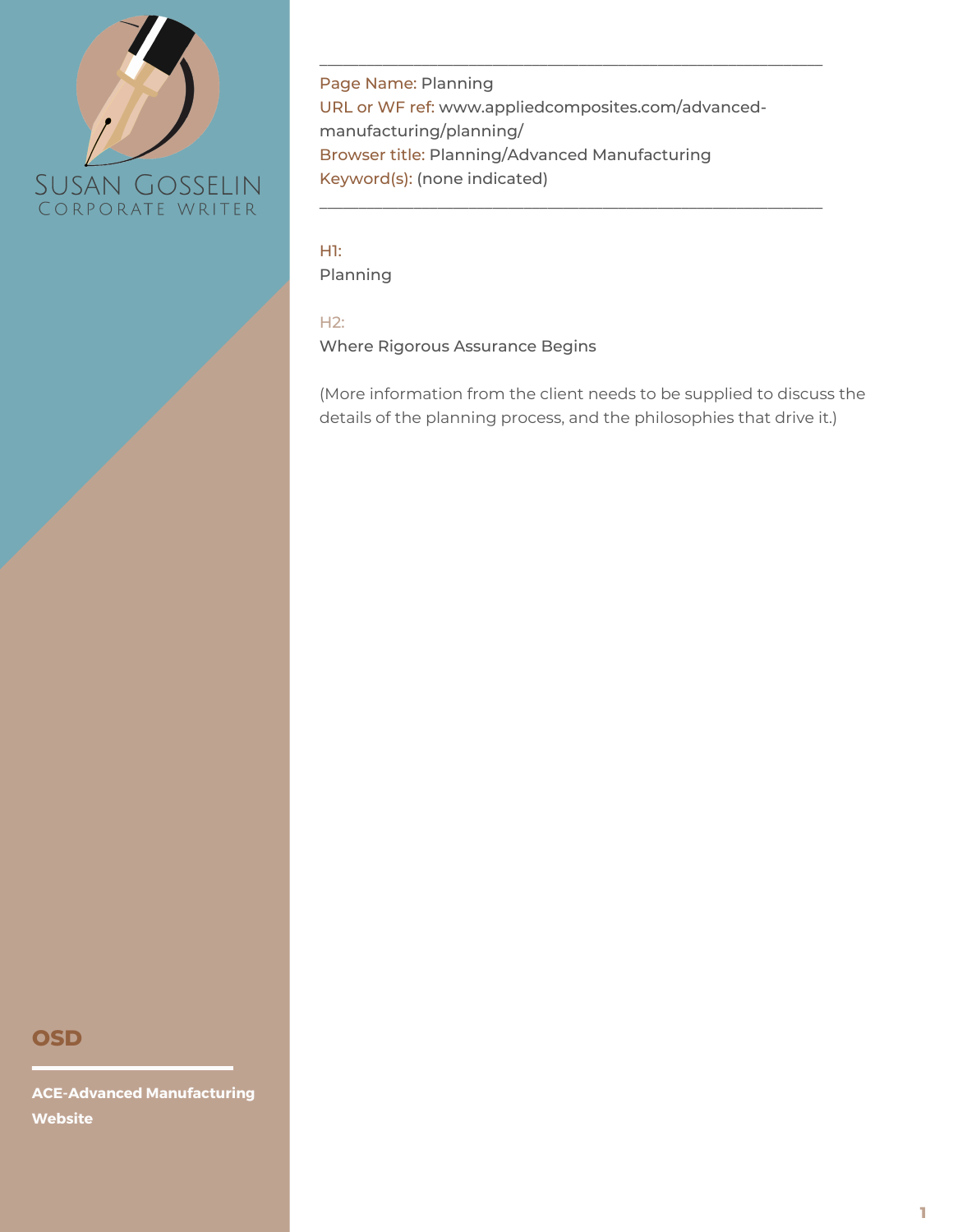SUSAN GOSSELIN
CORPORATE WRITER

---

Page Name: Planning
URL or WF ref: www.appliedcomposites.com/advanced-manufacturing/planning/
Browser title: Planning/Advanced Manufacturing
Keyword(s): (none indicated)

---

H1:
Planning

H2:
Where Rigorous Assurance Begins

(More information from the client needs to be supplied to discuss the details of the planning process, and the philosophies that drive it.)

**OSD**

**ACE-Advanced Manufacturing Website**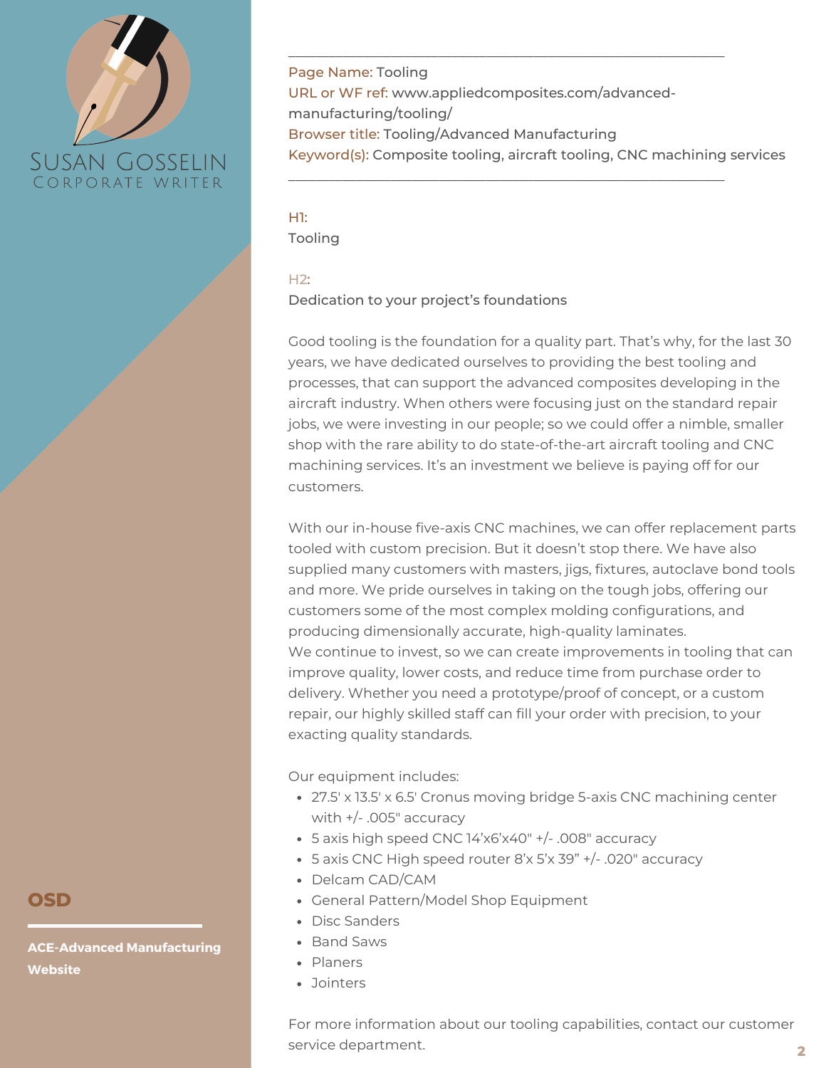SUSAN GOSSELIN
CORPORATE WRITER

---

Page Name: Tooling
URL or WF ref: www.appliedcomposites.com/advanced-manufacturing/tooling/
Browser title: Tooling/Advanced Manufacturing
Keyword(s): Composite tooling, aircraft tooling, CNC machining services

---

H1:
Tooling

H2:
Dedication to your project's foundations

Good tooling is the foundation for a quality part. That's why, for the last 30 years, we have dedicated ourselves to providing the best tooling and processes, that can support the advanced composites developing in the aircraft industry. When others were focusing just on the standard repair jobs, we were investing in our people; so we could offer a nimble, smaller shop with the rare ability to do state-of-the-art aircraft tooling and CNC machining services. It's an investment we believe is paying off for our customers.

With our in-house five-axis CNC machines, we can offer replacement parts tooled with custom precision. But it doesn't stop there. We have also supplied many customers with masters, jigs, fixtures, autoclave bond tools and more. We pride ourselves in taking on the tough jobs, offering our customers some of the most complex molding configurations, and producing dimensionally accurate, high-quality laminates.
We continue to invest, so we can create improvements in tooling that can improve quality, lower costs, and reduce time from purchase order to delivery. Whether you need a prototype/proof of concept, or a custom repair, our highly skilled staff can fill your order with precision, to your exacting quality standards.

Our equipment includes:

- 27.5' x 13.5' x 6.5' Cronus moving bridge 5-axis CNC machining center with +/- .005" accuracy
- 5 axis high speed CNC 14'x6'x40" +/- .008" accuracy
- 5 axis CNC High speed router 8'x 5'x 39" +/- .020" accuracy
- Delcam CAD/CAM
- General Pattern/Model Shop Equipment
- Disc Sanders
- Band Saws
- Planers
- Jointers

For more information about our tooling capabilities, contact our customer service department.

**OSD**

**ACE-Advanced Manufacturing Website**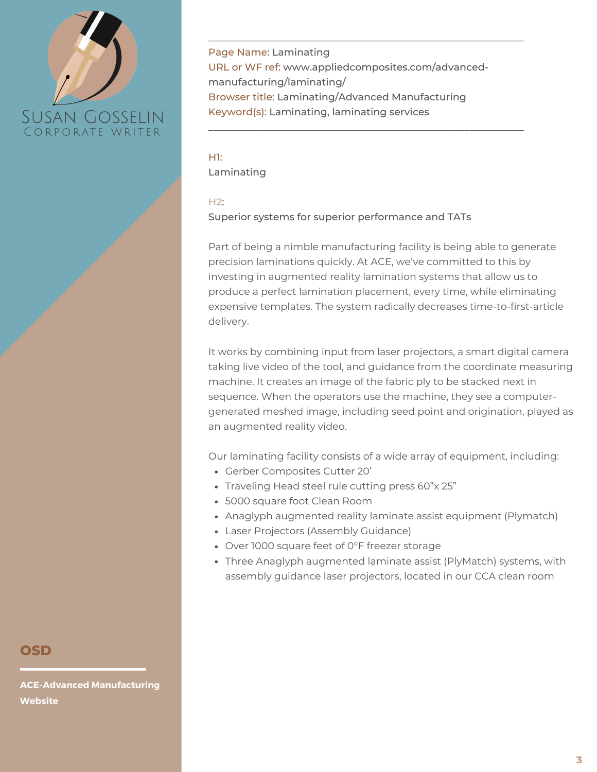Susan Gosselin
Corporate Writer

---

Page Name: Laminating
URL or WF ref: www.appliedcomposites.com/advanced-manufacturing/laminating/
Browser title: Laminating/Advanced Manufacturing
Keyword(s): Laminating, laminating services

---

H1:
Laminating

H2:
Superior systems for superior performance and TATs

Part of being a nimble manufacturing facility is being able to generate precision laminations quickly. At ACE, we've committed to this by investing in augmented reality lamination systems that allow us to produce a perfect lamination placement, every time, while eliminating expensive templates. The system radically decreases time-to-first-article delivery.

It works by combining input from laser projectors, a smart digital camera taking live video of the tool, and guidance from the coordinate measuring machine. It creates an image of the fabric ply to be stacked next in sequence. When the operators use the machine, they see a computer-generated meshed image, including seed point and origination, played as an augmented reality video.

Our laminating facility consists of a wide array of equipment, including:

- Gerber Composites Cutter 20'
- Traveling Head steel rule cutting press 60"x 25"
- 5000 square foot Clean Room
- Anaglyph augmented reality laminate assist equipment (Plymatch)
- Laser Projectors (Assembly Guidance)
- Over 1000 square feet of 0°F freezer storage
- Three Anaglyph augmented laminate assist (PlyMatch) systems, with assembly guidance laser projectors, located in our CCA clean room

**OSD**

**ACE-Advanced Manufacturing Website**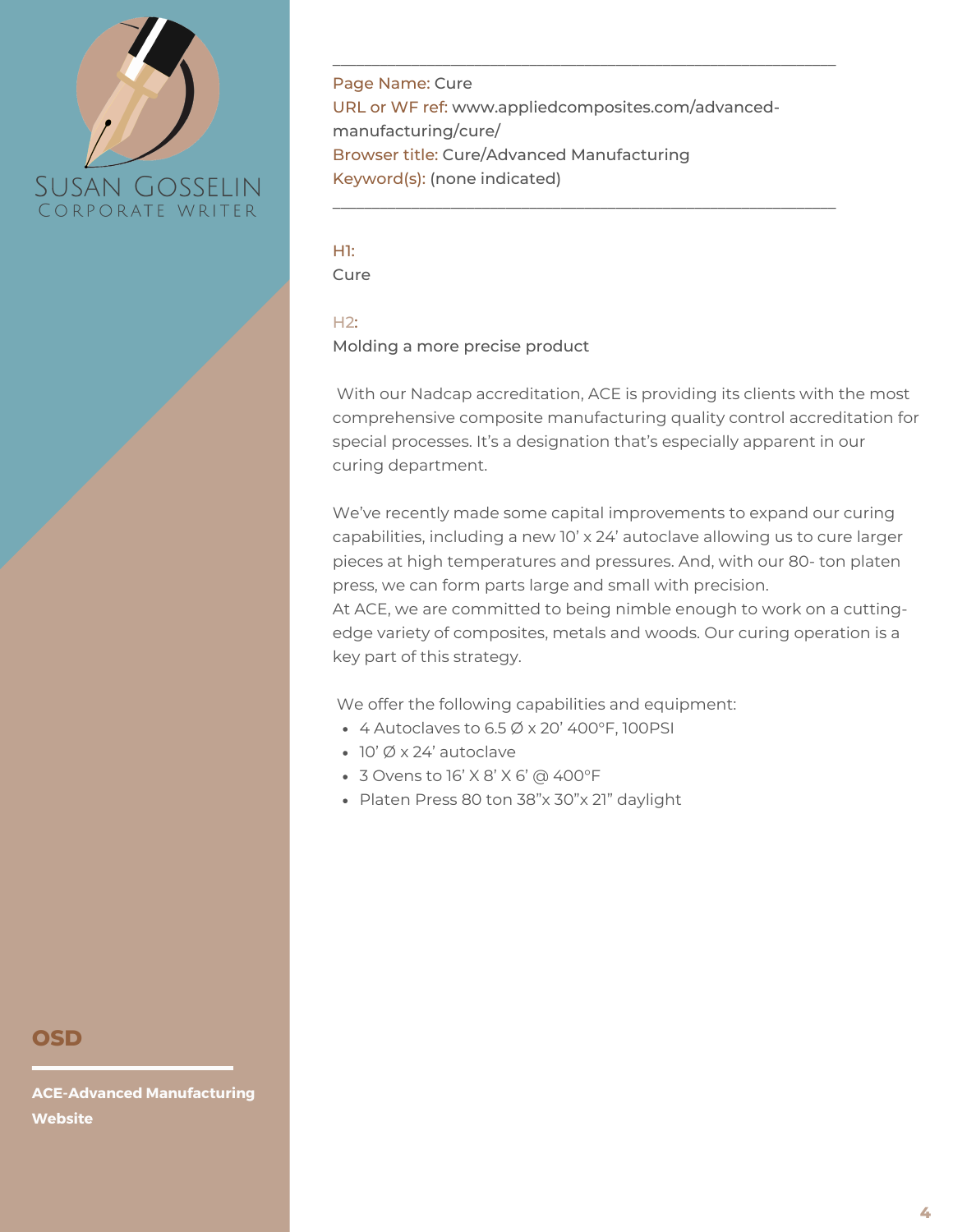SUSAN GOSSELIN
CORPORATE WRITER

---

Page Name: Cure
URL or WF ref: www.appliedcomposites.com/advanced-manufacturing/cure/
Browser title: Cure/Advanced Manufacturing
Keyword(s): (none indicated)

---

H1:
Cure

H2:
Molding a more precise product

With our Nadcap accreditation, ACE is providing its clients with the most comprehensive composite manufacturing quality control accreditation for special processes. It's a designation that's especially apparent in our curing department.

We've recently made some capital improvements to expand our curing capabilities, including a new 10' x 24' autoclave allowing us to cure larger pieces at high temperatures and pressures. And, with our 80- ton platen press, we can form parts large and small with precision.
At ACE, we are committed to being nimble enough to work on a cutting-edge variety of composites, metals and woods. Our curing operation is a key part of this strategy.

We offer the following capabilities and equipment:

- 4 Autoclaves to 6.5 Ø x 20' 400°F, 100PSI
- 10' Ø x 24' autoclave
- 3 Ovens to 16' X 8' X 6' @ 400°F
- Platen Press 80 ton 38"x 30"x 21" daylight

**OSD**

**ACE-Advanced Manufacturing Website**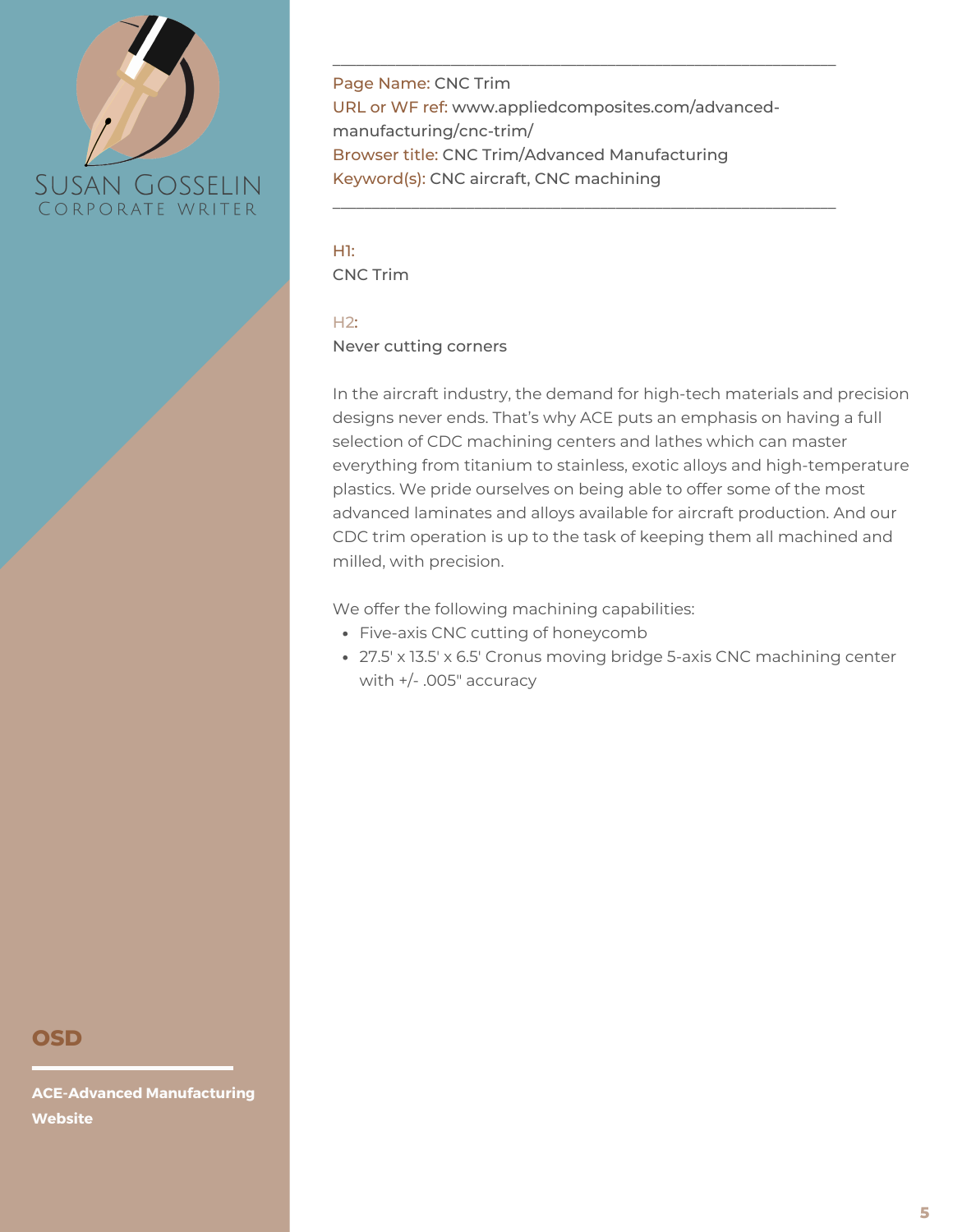SUSAN GOSSELIN
CORPORATE WRITER

---

Page Name: CNC Trim
URL or WF ref: www.appliedcomposites.com/advanced-manufacturing/cnc-trim/
Browser title: CNC Trim/Advanced Manufacturing
Keyword(s): CNC aircraft, CNC machining

---

H1:
CNC Trim

H2:
Never cutting corners

In the aircraft industry, the demand for high-tech materials and precision designs never ends. That's why ACE puts an emphasis on having a full selection of CDC machining centers and lathes which can master everything from titanium to stainless, exotic alloys and high-temperature plastics. We pride ourselves on being able to offer some of the most advanced laminates and alloys available for aircraft production. And our CDC trim operation is up to the task of keeping them all machined and milled, with precision.

We offer the following machining capabilities:

- Five-axis CNC cutting of honeycomb
- 27.5' x 13.5' x 6.5' Cronus moving bridge 5-axis CNC machining center with +/- .005" accuracy

**OSD**

**ACE-Advanced Manufacturing Website**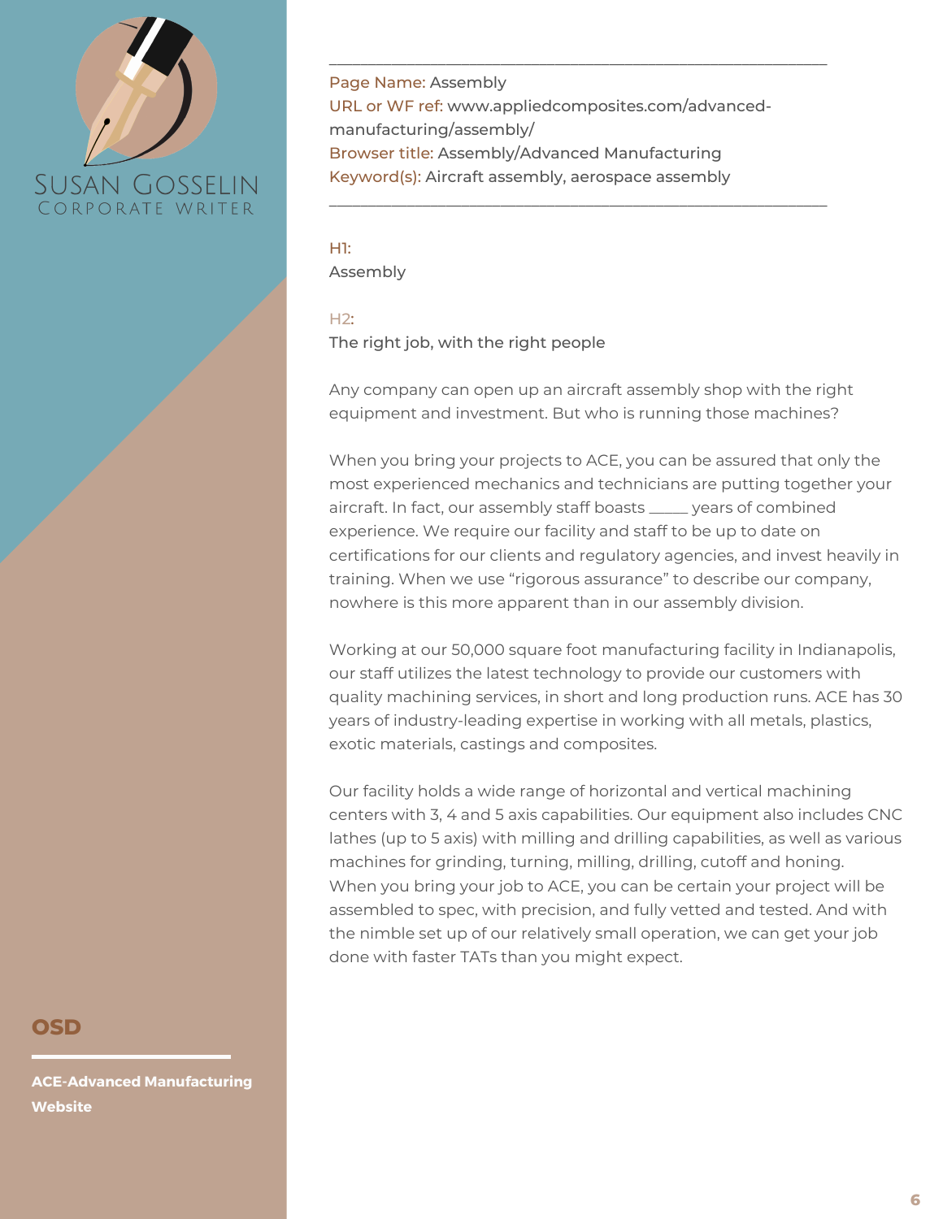Susan Gosselin
Corporate Writer

---

Page Name: Assembly
URL or WF ref: www.appliedcomposites.com/advanced-manufacturing/assembly/
Browser title: Assembly/Advanced Manufacturing
Keyword(s): Aircraft assembly, aerospace assembly

---

H1:
Assembly

H2:
The right job, with the right people

Any company can open up an aircraft assembly shop with the right equipment and investment. But who is running those machines?

When you bring your projects to ACE, you can be assured that only the most experienced mechanics and technicians are putting together your aircraft. In fact, our assembly staff boasts _____ years of combined experience. We require our facility and staff to be up to date on certifications for our clients and regulatory agencies, and invest heavily in training. When we use "rigorous assurance" to describe our company, nowhere is this more apparent than in our assembly division.

Working at our 50,000 square foot manufacturing facility in Indianapolis, our staff utilizes the latest technology to provide our customers with quality machining services, in short and long production runs. ACE has 30 years of industry-leading expertise in working with all metals, plastics, exotic materials, castings and composites.

Our facility holds a wide range of horizontal and vertical machining centers with 3, 4 and 5 axis capabilities. Our equipment also includes CNC lathes (up to 5 axis) with milling and drilling capabilities, as well as various machines for grinding, turning, milling, drilling, cutoff and honing. When you bring your job to ACE, you can be certain your project will be assembled to spec, with precision, and fully vetted and tested. And with the nimble set up of our relatively small operation, we can get your job done with faster TATs than you might expect.

**OSD**

**ACE-Advanced Manufacturing Website**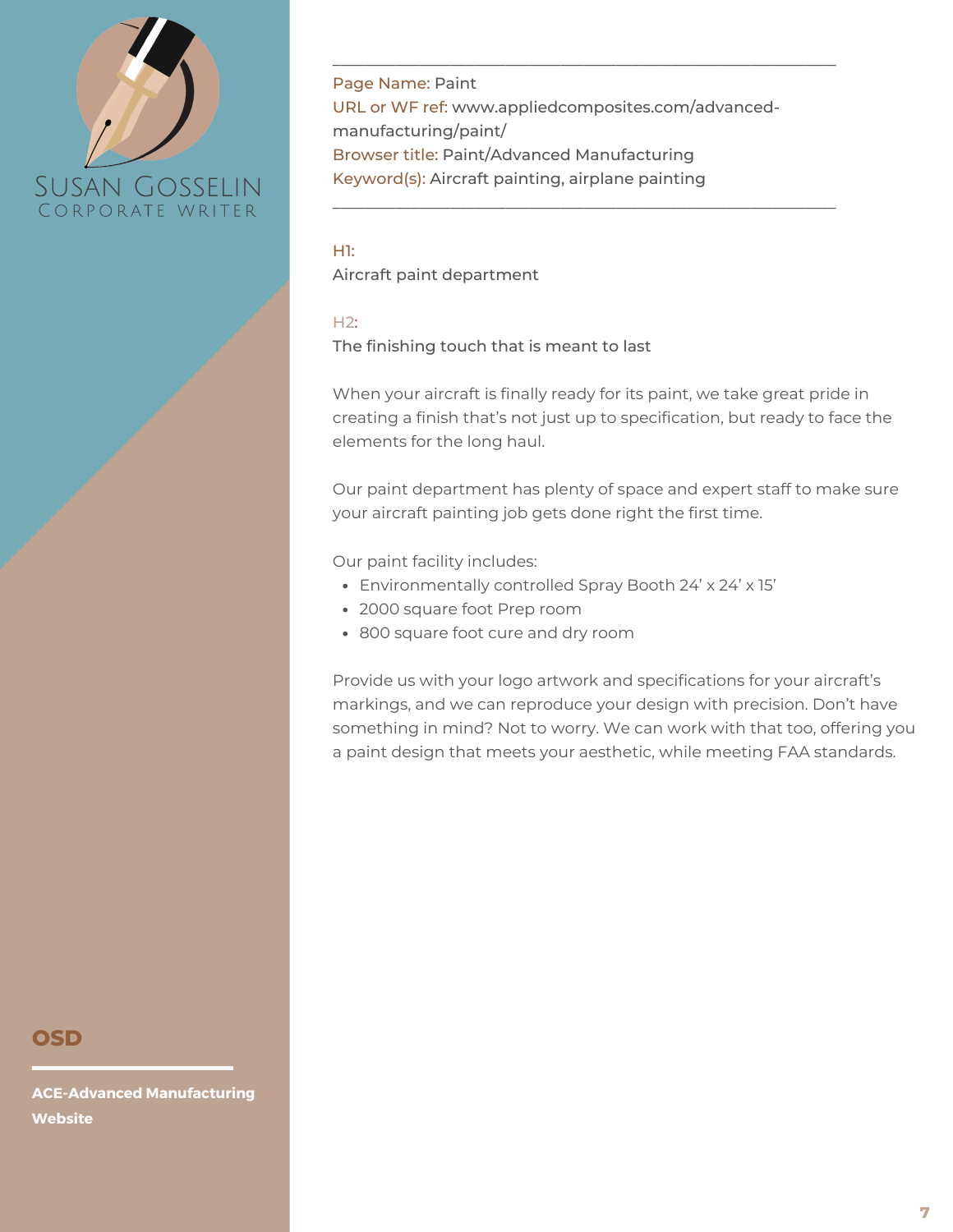Susan Gosselin
Corporate Writer

---

Page Name: Paint
URL or WF ref: www.appliedcomposites.com/advanced-manufacturing/paint/
Browser title: Paint/Advanced Manufacturing
Keyword(s): Aircraft painting, airplane painting

---

H1:
Aircraft paint department

H2:
The finishing touch that is meant to last

When your aircraft is finally ready for its paint, we take great pride in creating a finish that's not just up to specification, but ready to face the elements for the long haul.

Our paint department has plenty of space and expert staff to make sure your aircraft painting job gets done right the first time.

Our paint facility includes:

- Environmentally controlled Spray Booth 24' x 24' x 15'
- 2000 square foot Prep room
- 800 square foot cure and dry room

Provide us with your logo artwork and specifications for your aircraft's markings, and we can reproduce your design with precision. Don't have something in mind? Not to worry. We can work with that too, offering you a paint design that meets your aesthetic, while meeting FAA standards.

**OSD**

**ACE-Advanced Manufacturing Website**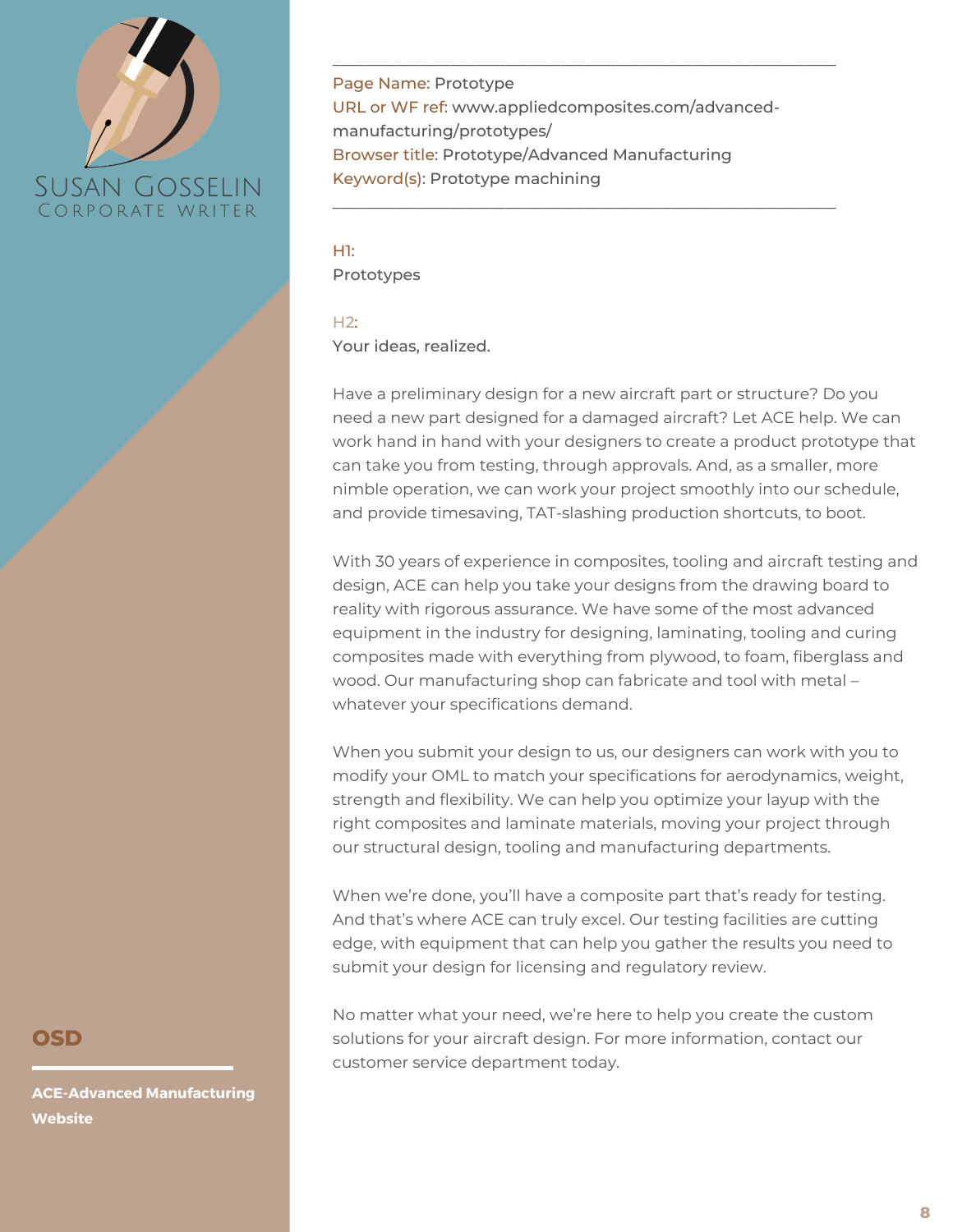SUSAN GOSSELIN
CORPORATE WRITER

---

Page Name: Prototype
URL or WF ref: www.appliedcomposites.com/advanced-manufacturing/prototypes/
Browser title: Prototype/Advanced Manufacturing
Keyword(s): Prototype machining

---

H1:
Prototypes

H2:
Your ideas, realized.

Have a preliminary design for a new aircraft part or structure? Do you need a new part designed for a damaged aircraft? Let ACE help. We can work hand in hand with your designers to create a product prototype that can take you from testing, through approvals. And, as a smaller, more nimble operation, we can work your project smoothly into our schedule, and provide timesaving, TAT-slashing production shortcuts, to boot.

With 30 years of experience in composites, tooling and aircraft testing and design, ACE can help you take your designs from the drawing board to reality with rigorous assurance. We have some of the most advanced equipment in the industry for designing, laminating, tooling and curing composites made with everything from plywood, to foam, fiberglass and wood. Our manufacturing shop can fabricate and tool with metal – whatever your specifications demand.

When you submit your design to us, our designers can work with you to modify your OML to match your specifications for aerodynamics, weight, strength and flexibility. We can help you optimize your layup with the right composites and laminate materials, moving your project through our structural design, tooling and manufacturing departments.

When we're done, you'll have a composite part that's ready for testing. And that's where ACE can truly excel. Our testing facilities are cutting edge, with equipment that can help you gather the results you need to submit your design for licensing and regulatory review.

No matter what your need, we're here to help you create the custom solutions for your aircraft design. For more information, contact our customer service department today.

**OSD**

**ACE-Advanced Manufacturing Website**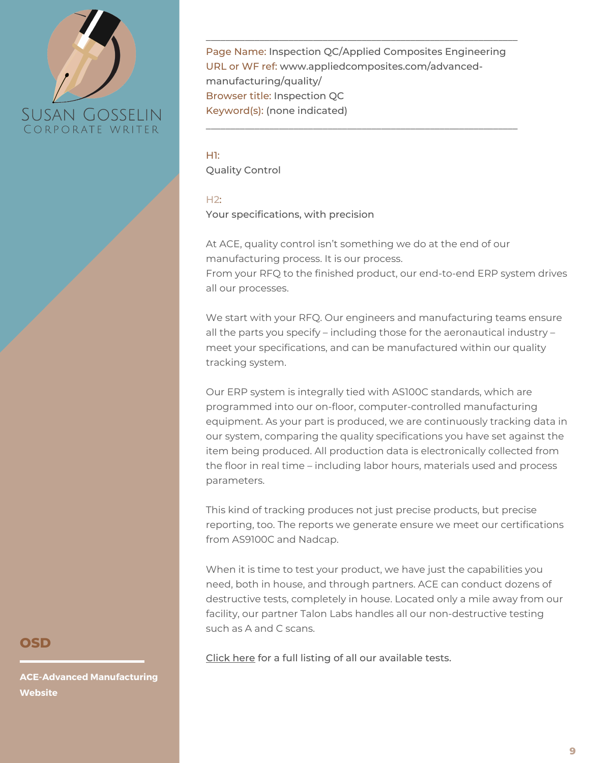Page Name: Inspection QC/Applied Composites Engineering
URL or WF ref: www.appliedcomposites.com/advanced-manufacturing/quality/
Browser title: Inspection QC
Keyword(s): (none indicated)

---

H1:
Quality Control

H2:
Your specifications, with precision

At ACE, quality control isn't something we do at the end of our manufacturing process. It is our process.
From your RFQ to the finished product, our end-to-end ERP system drives all our processes.

We start with your RFQ. Our engineers and manufacturing teams ensure all the parts you specify – including those for the aeronautical industry – meet your specifications, and can be manufactured within our quality tracking system.

Our ERP system is integrally tied with AS100C standards, which are programmed into our on-floor, computer-controlled manufacturing equipment. As your part is produced, we are continuously tracking data in our system, comparing the quality specifications you have set against the item being produced. All production data is electronically collected from the floor in real time – including labor hours, materials used and process parameters.

This kind of tracking produces not just precise products, but precise reporting, too. The reports we generate ensure we meet our certifications from AS9100C and Nadcap.

When it is time to test your product, we have just the capabilities you need, both in house, and through partners. ACE can conduct dozens of destructive tests, completely in house. Located only a mile away from our facility, our partner Talon Labs handles all our non-destructive testing such as A and C scans.

Click here for a full listing of all our available tests.

**OSD**

**ACE-Advanced Manufacturing Website**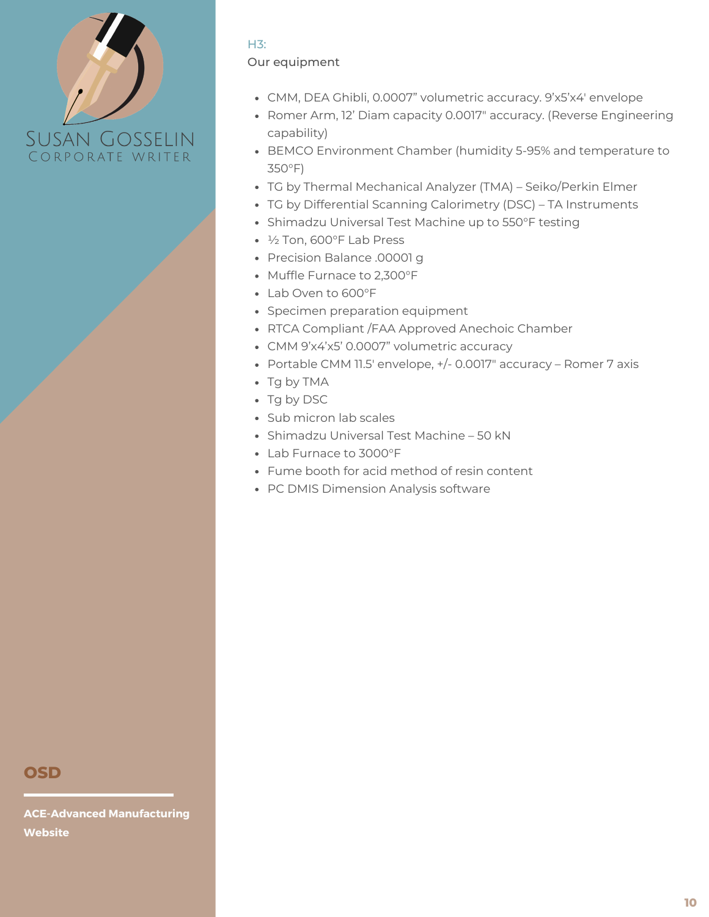H3:

Our equipment

- CMM, DEA Ghibli, 0.0007” volumetric accuracy. 9’x5’x4' envelope
- Romer Arm, 12’ Diam capacity 0.0017" accuracy. (Reverse Engineering capability)
- BEMCO Environment Chamber (humidity 5-95% and temperature to 350°F)
- TG by Thermal Mechanical Analyzer (TMA) – Seiko/Perkin Elmer
- TG by Differential Scanning Calorimetry (DSC) – TA Instruments
- Shimadzu Universal Test Machine up to 550°F testing
- ½ Ton, 600°F Lab Press
- Precision Balance .00001 g
- Muffle Furnace to 2,300°F
- Lab Oven to 600°F
- Specimen preparation equipment
- RTCA Compliant /FAA Approved Anechoic Chamber
- CMM 9’x4’x5’ 0.0007” volumetric accuracy
- Portable CMM 11.5' envelope, +/- 0.0017" accuracy – Romer 7 axis
- Tg by TMA
- Tg by DSC
- Sub micron lab scales
- Shimadzu Universal Test Machine – 50 kN
- Lab Furnace to 3000°F
- Fume booth for acid method of resin content
- PC DMIS Dimension Analysis software